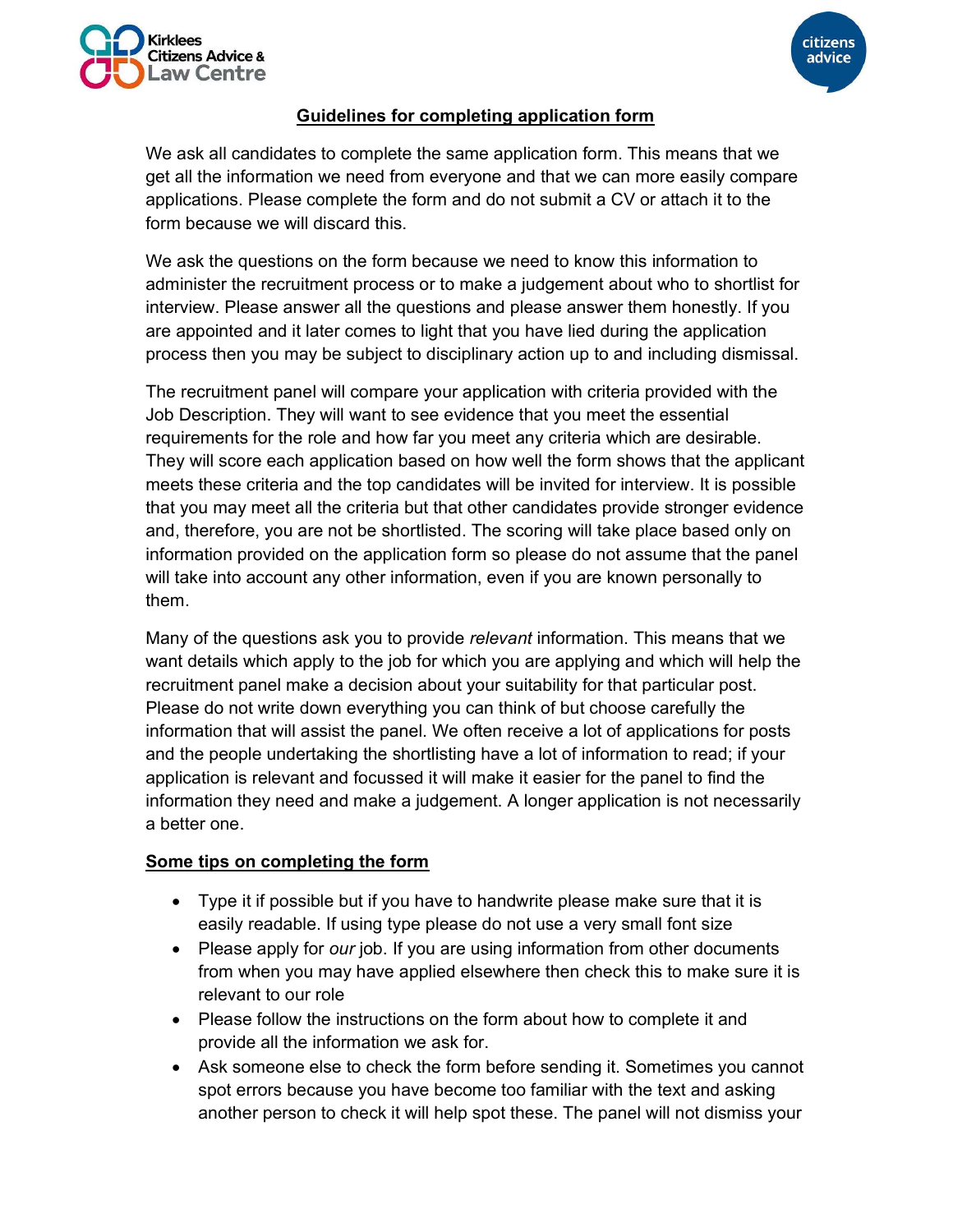Kirklees Citizens Advice & Law Centre

citizens advice

## Guidelines for completing application form

We ask all candidates to complete the same application form. This means that we get all the information we need from everyone and that we can more easily compare applications. Please complete the form and do not submit a CV or attach it to the form because we will discard this.

We ask the questions on the form because we need to know this information to administer the recruitment process or to make a judgement about who to shortlist for interview. Please answer all the questions and please answer them honestly. If you are appointed and it later comes to light that you have lied during the application process then you may be subject to disciplinary action up to and including dismissal.

The recruitment panel will compare your application with criteria provided with the Job Description. They will want to see evidence that you meet the essential requirements for the role and how far you meet any criteria which are desirable. They will score each application based on how well the form shows that the applicant meets these criteria and the top candidates will be invited for interview. It is possible that you may meet all the criteria but that other candidates provide stronger evidence and, therefore, you are not be shortlisted. The scoring will take place based only on information provided on the application form so please do not assume that the panel will take into account any other information, even if you are known personally to them.

Many of the questions ask you to provide *relevant* information. This means that we want details which apply to the job for which you are applying and which will help the recruitment panel make a decision about your suitability for that particular post. Please do not write down everything you can think of but choose carefully the information that will assist the panel. We often receive a lot of applications for posts and the people undertaking the shortlisting have a lot of information to read; if your application is relevant and focussed it will make it easier for the panel to find the information they need and make a judgement. A longer application is not necessarily a better one.

### Some tips on completing the form

- Type it if possible but if you have to handwrite please make sure that it is easily readable. If using type please do not use a very small font size
- Please apply for *our* job. If you are using information from other documents from when you may have applied elsewhere then check this to make sure it is relevant to our role
- Please follow the instructions on the form about how to complete it and provide all the information we ask for.
- Ask someone else to check the form before sending it. Sometimes you cannot spot errors because you have become too familiar with the text and asking another person to check it will help spot these. The panel will not dismiss your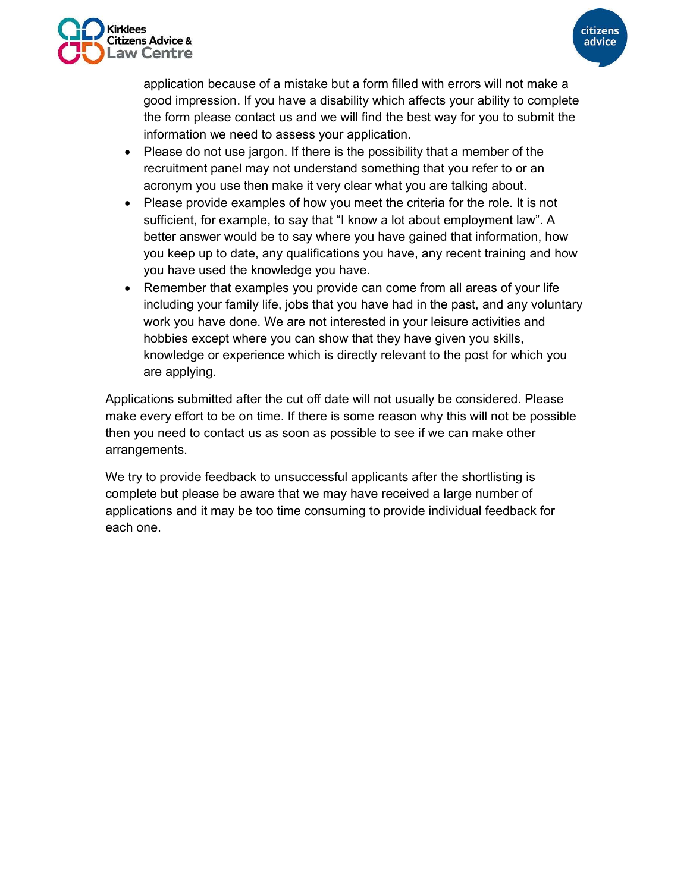application because of a mistake but a form filled with errors will not make a good impression. If you have a disability which affects your ability to complete the form please contact us and we will find the best way for you to submit the information we need to assess your application.

- Please do not use jargon. If there is the possibility that a member of the recruitment panel may not understand something that you refer to or an acronym you use then make it very clear what you are talking about.
- Please provide examples of how you meet the criteria for the role. It is not sufficient, for example, to say that "I know a lot about employment law". A better answer would be to say where you have gained that information, how you keep up to date, any qualifications you have, any recent training and how you have used the knowledge you have.
- Remember that examples you provide can come from all areas of your life including your family life, jobs that you have had in the past, and any voluntary work you have done. We are not interested in your leisure activities and hobbies except where you can show that they have given you skills, knowledge or experience which is directly relevant to the post for which you are applying.

Applications submitted after the cut off date will not usually be considered. Please make every effort to be on time. If there is some reason why this will not be possible then you need to contact us as soon as possible to see if we can make other arrangements.

We try to provide feedback to unsuccessful applicants after the shortlisting is complete but please be aware that we may have received a large number of applications and it may be too time consuming to provide individual feedback for each one.